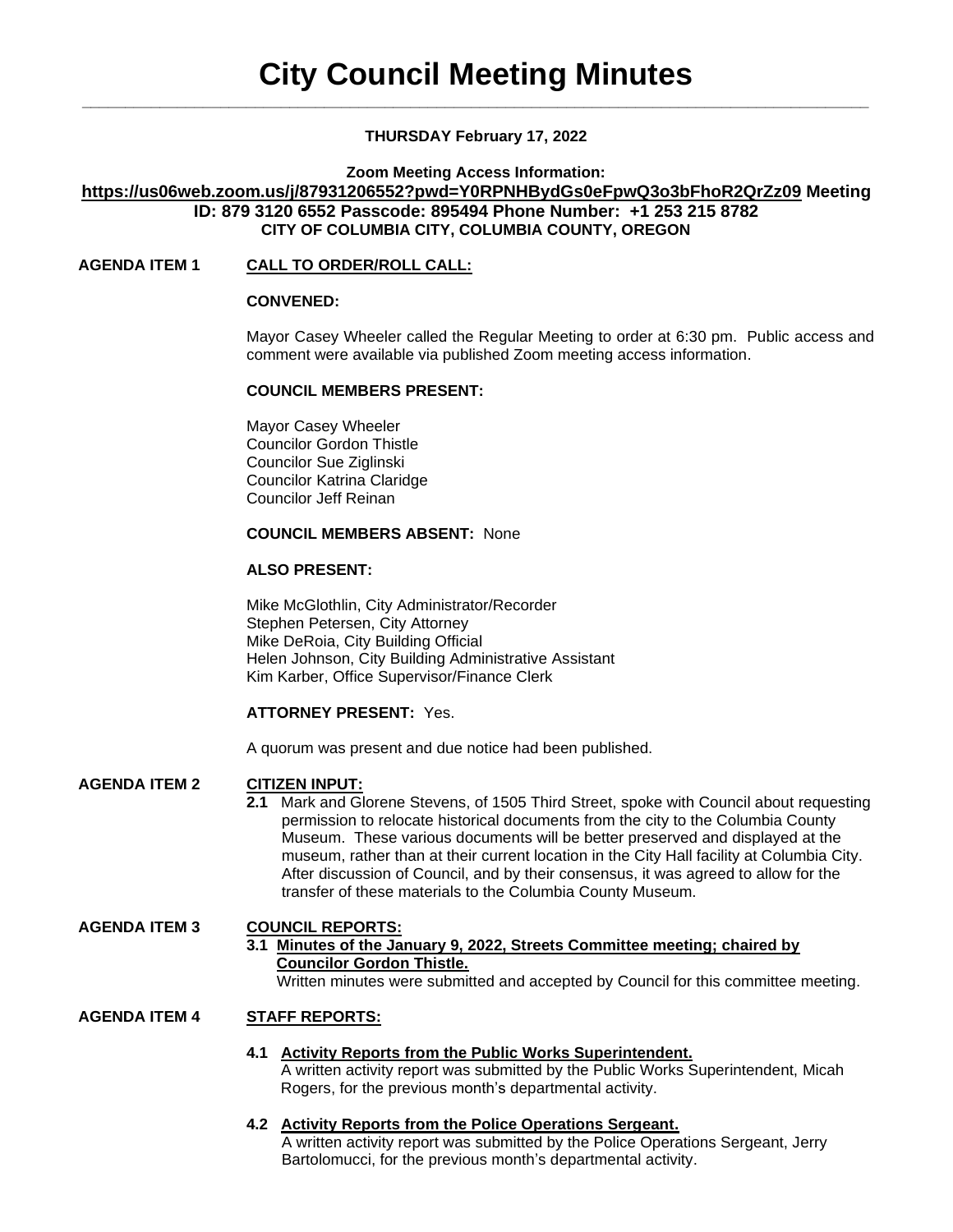# City Council Meeting Minutes

**THURSDAY February 17, 2022**

**Zoom Meeting Access Information:**
**https://us06web.zoom.us/j/87931206552?pwd=Y0RPNHBydGs0eFpwQ3o3bFhoR2QrZz09 Meeting ID: 879 3120 6552 Passcode: 895494 Phone Number: +1 253 215 8782**
**CITY OF COLUMBIA CITY, COLUMBIA COUNTY, OREGON**

## AGENDA ITEM 1 CALL TO ORDER/ROLL CALL:

**CONVENED:**

Mayor Casey Wheeler called the Regular Meeting to order at 6:30 pm. Public access and comment were available via published Zoom meeting access information.

**COUNCIL MEMBERS PRESENT:**

Mayor Casey Wheeler
Councilor Gordon Thistle
Councilor Sue Ziglinski
Councilor Katrina Claridge
Councilor Jeff Reinan

**COUNCIL MEMBERS ABSENT:** None

**ALSO PRESENT:**

Mike McGlothlin, City Administrator/Recorder
Stephen Petersen, City Attorney
Mike DeRoia, City Building Official
Helen Johnson, City Building Administrative Assistant
Kim Karber, Office Supervisor/Finance Clerk

**ATTORNEY PRESENT:** Yes.

A quorum was present and due notice had been published.

## AGENDA ITEM 2 CITIZEN INPUT:

**2.1** Mark and Glorene Stevens, of 1505 Third Street, spoke with Council about requesting permission to relocate historical documents from the city to the Columbia County Museum. These various documents will be better preserved and displayed at the museum, rather than at their current location in the City Hall facility at Columbia City. After discussion of Council, and by their consensus, it was agreed to allow for the transfer of these materials to the Columbia County Museum.

## AGENDA ITEM 3 COUNCIL REPORTS:

**3.1 Minutes of the January 9, 2022, Streets Committee meeting; chaired by Councilor Gordon Thistle.**
Written minutes were submitted and accepted by Council for this committee meeting.

## AGENDA ITEM 4 STAFF REPORTS:

**4.1 Activity Reports from the Public Works Superintendent.**
A written activity report was submitted by the Public Works Superintendent, Micah Rogers, for the previous month's departmental activity.

**4.2 Activity Reports from the Police Operations Sergeant.**
A written activity report was submitted by the Police Operations Sergeant, Jerry Bartolomucci, for the previous month's departmental activity.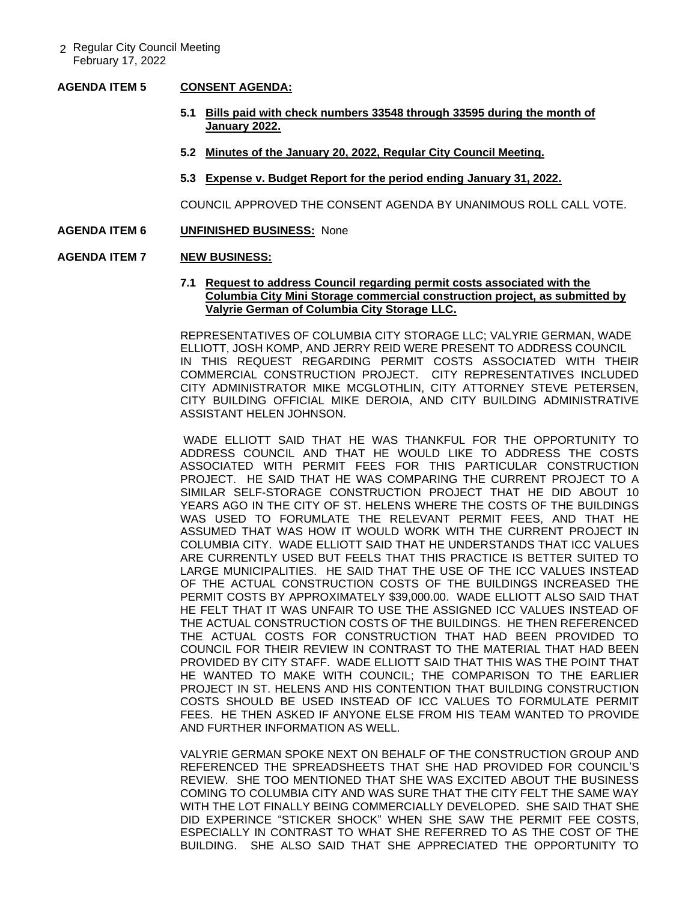**AGENDA ITEM 5** **CONSENT AGENDA:**

**5.1 Bills paid with check numbers 33548 through 33595 during the month of January 2022.**

**5.2 Minutes of the January 20, 2022, Regular City Council Meeting.**

**5.3 Expense v. Budget Report for the period ending January 31, 2022.**

COUNCIL APPROVED THE CONSENT AGENDA BY UNANIMOUS ROLL CALL VOTE.

**AGENDA ITEM 6** **UNFINISHED BUSINESS:** None

**AGENDA ITEM 7** **NEW BUSINESS:**

**7.1 Request to address Council regarding permit costs associated with the Columbia City Mini Storage commercial construction project, as submitted by Valyrie German of Columbia City Storage LLC.**

REPRESENTATIVES OF COLUMBIA CITY STORAGE LLC; VALYRIE GERMAN, WADE ELLIOTT, JOSH KOMP, AND JERRY REID WERE PRESENT TO ADDRESS COUNCIL IN THIS REQUEST REGARDING PERMIT COSTS ASSOCIATED WITH THEIR COMMERCIAL CONSTRUCTION PROJECT. CITY REPRESENTATIVES INCLUDED CITY ADMINISTRATOR MIKE MCGLOTHLIN, CITY ATTORNEY STEVE PETERSEN, CITY BUILDING OFFICIAL MIKE DEROIA, AND CITY BUILDING ADMINISTRATIVE ASSISTANT HELEN JOHNSON.

WADE ELLIOTT SAID THAT HE WAS THANKFUL FOR THE OPPORTUNITY TO ADDRESS COUNCIL AND THAT HE WOULD LIKE TO ADDRESS THE COSTS ASSOCIATED WITH PERMIT FEES FOR THIS PARTICULAR CONSTRUCTION PROJECT. HE SAID THAT HE WAS COMPARING THE CURRENT PROJECT TO A SIMILAR SELF-STORAGE CONSTRUCTION PROJECT THAT HE DID ABOUT 10 YEARS AGO IN THE CITY OF ST. HELENS WHERE THE COSTS OF THE BUILDINGS WAS USED TO FORUMLATE THE RELEVANT PERMIT FEES, AND THAT HE ASSUMED THAT WAS HOW IT WOULD WORK WITH THE CURRENT PROJECT IN COLUMBIA CITY. WADE ELLIOTT SAID THAT HE UNDERSTANDS THAT ICC VALUES ARE CURRENTLY USED BUT FEELS THAT THIS PRACTICE IS BETTER SUITED TO LARGE MUNICIPALITIES. HE SAID THAT THE USE OF THE ICC VALUES INSTEAD OF THE ACTUAL CONSTRUCTION COSTS OF THE BUILDINGS INCREASED THE PERMIT COSTS BY APPROXIMATELY $39,000.00. WADE ELLIOTT ALSO SAID THAT HE FELT THAT IT WAS UNFAIR TO USE THE ASSIGNED ICC VALUES INSTEAD OF THE ACTUAL CONSTRUCTION COSTS OF THE BUILDINGS. HE THEN REFERENCED THE ACTUAL COSTS FOR CONSTRUCTION THAT HAD BEEN PROVIDED TO COUNCIL FOR THEIR REVIEW IN CONTRAST TO THE MATERIAL THAT HAD BEEN PROVIDED BY CITY STAFF. WADE ELLIOTT SAID THAT THIS WAS THE POINT THAT HE WANTED TO MAKE WITH COUNCIL; THE COMPARISON TO THE EARLIER PROJECT IN ST. HELENS AND HIS CONTENTION THAT BUILDING CONSTRUCTION COSTS SHOULD BE USED INSTEAD OF ICC VALUES TO FORMULATE PERMIT FEES. HE THEN ASKED IF ANYONE ELSE FROM HIS TEAM WANTED TO PROVIDE AND FURTHER INFORMATION AS WELL.

VALYRIE GERMAN SPOKE NEXT ON BEHALF OF THE CONSTRUCTION GROUP AND REFERENCED THE SPREADSHEETS THAT SHE HAD PROVIDED FOR COUNCIL'S REVIEW. SHE TOO MENTIONED THAT SHE WAS EXCITED ABOUT THE BUSINESS COMING TO COLUMBIA CITY AND WAS SURE THAT THE CITY FELT THE SAME WAY WITH THE LOT FINALLY BEING COMMERCIALLY DEVELOPED. SHE SAID THAT SHE DID EXPERINCE "STICKER SHOCK" WHEN SHE SAW THE PERMIT FEE COSTS, ESPECIALLY IN CONTRAST TO WHAT SHE REFERRED TO AS THE COST OF THE BUILDING. SHE ALSO SAID THAT SHE APPRECIATED THE OPPORTUNITY TO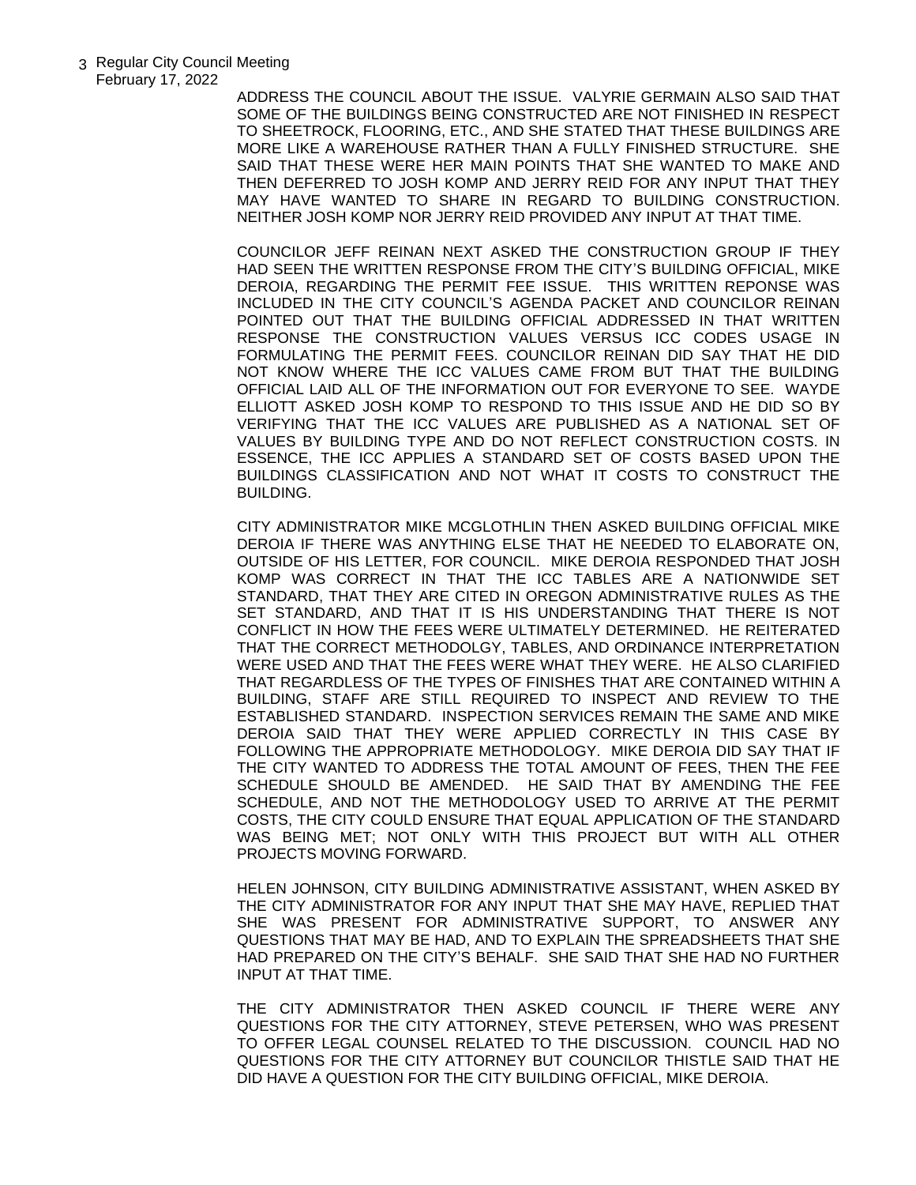ADDRESS THE COUNCIL ABOUT THE ISSUE. VALYRIE GERMAIN ALSO SAID THAT SOME OF THE BUILDINGS BEING CONSTRUCTED ARE NOT FINISHED IN RESPECT TO SHEETROCK, FLOORING, ETC., AND SHE STATED THAT THESE BUILDINGS ARE MORE LIKE A WAREHOUSE RATHER THAN A FULLY FINISHED STRUCTURE. SHE SAID THAT THESE WERE HER MAIN POINTS THAT SHE WANTED TO MAKE AND THEN DEFERRED TO JOSH KOMP AND JERRY REID FOR ANY INPUT THAT THEY MAY HAVE WANTED TO SHARE IN REGARD TO BUILDING CONSTRUCTION. NEITHER JOSH KOMP NOR JERRY REID PROVIDED ANY INPUT AT THAT TIME.

COUNCILOR JEFF REINAN NEXT ASKED THE CONSTRUCTION GROUP IF THEY HAD SEEN THE WRITTEN RESPONSE FROM THE CITY'S BUILDING OFFICIAL, MIKE DEROIA, REGARDING THE PERMIT FEE ISSUE. THIS WRITTEN REPONSE WAS INCLUDED IN THE CITY COUNCIL'S AGENDA PACKET AND COUNCILOR REINAN POINTED OUT THAT THE BUILDING OFFICIAL ADDRESSED IN THAT WRITTEN RESPONSE THE CONSTRUCTION VALUES VERSUS ICC CODES USAGE IN FORMULATING THE PERMIT FEES. COUNCILOR REINAN DID SAY THAT HE DID NOT KNOW WHERE THE ICC VALUES CAME FROM BUT THAT THE BUILDING OFFICIAL LAID ALL OF THE INFORMATION OUT FOR EVERYONE TO SEE. WAYDE ELLIOTT ASKED JOSH KOMP TO RESPOND TO THIS ISSUE AND HE DID SO BY VERIFYING THAT THE ICC VALUES ARE PUBLISHED AS A NATIONAL SET OF VALUES BY BUILDING TYPE AND DO NOT REFLECT CONSTRUCTION COSTS. IN ESSENCE, THE ICC APPLIES A STANDARD SET OF COSTS BASED UPON THE BUILDINGS CLASSIFICATION AND NOT WHAT IT COSTS TO CONSTRUCT THE BUILDING.

CITY ADMINISTRATOR MIKE MCGLOTHLIN THEN ASKED BUILDING OFFICIAL MIKE DEROIA IF THERE WAS ANYTHING ELSE THAT HE NEEDED TO ELABORATE ON, OUTSIDE OF HIS LETTER, FOR COUNCIL. MIKE DEROIA RESPONDED THAT JOSH KOMP WAS CORRECT IN THAT THE ICC TABLES ARE A NATIONWIDE SET STANDARD, THAT THEY ARE CITED IN OREGON ADMINISTRATIVE RULES AS THE SET STANDARD, AND THAT IT IS HIS UNDERSTANDING THAT THERE IS NOT CONFLICT IN HOW THE FEES WERE ULTIMATELY DETERMINED. HE REITERATED THAT THE CORRECT METHODOLGY, TABLES, AND ORDINANCE INTERPRETATION WERE USED AND THAT THE FEES WERE WHAT THEY WERE. HE ALSO CLARIFIED THAT REGARDLESS OF THE TYPES OF FINISHES THAT ARE CONTAINED WITHIN A BUILDING, STAFF ARE STILL REQUIRED TO INSPECT AND REVIEW TO THE ESTABLISHED STANDARD. INSPECTION SERVICES REMAIN THE SAME AND MIKE DEROIA SAID THAT THEY WERE APPLIED CORRECTLY IN THIS CASE BY FOLLOWING THE APPROPRIATE METHODOLOGY. MIKE DEROIA DID SAY THAT IF THE CITY WANTED TO ADDRESS THE TOTAL AMOUNT OF FEES, THEN THE FEE SCHEDULE SHOULD BE AMENDED. HE SAID THAT BY AMENDING THE FEE SCHEDULE, AND NOT THE METHODOLOGY USED TO ARRIVE AT THE PERMIT COSTS, THE CITY COULD ENSURE THAT EQUAL APPLICATION OF THE STANDARD WAS BEING MET; NOT ONLY WITH THIS PROJECT BUT WITH ALL OTHER PROJECTS MOVING FORWARD.

HELEN JOHNSON, CITY BUILDING ADMINISTRATIVE ASSISTANT, WHEN ASKED BY THE CITY ADMINISTRATOR FOR ANY INPUT THAT SHE MAY HAVE, REPLIED THAT SHE WAS PRESENT FOR ADMINISTRATIVE SUPPORT, TO ANSWER ANY QUESTIONS THAT MAY BE HAD, AND TO EXPLAIN THE SPREADSHEETS THAT SHE HAD PREPARED ON THE CITY'S BEHALF. SHE SAID THAT SHE HAD NO FURTHER INPUT AT THAT TIME.

THE CITY ADMINISTRATOR THEN ASKED COUNCIL IF THERE WERE ANY QUESTIONS FOR THE CITY ATTORNEY, STEVE PETERSEN, WHO WAS PRESENT TO OFFER LEGAL COUNSEL RELATED TO THE DISCUSSION. COUNCIL HAD NO QUESTIONS FOR THE CITY ATTORNEY BUT COUNCILOR THISTLE SAID THAT HE DID HAVE A QUESTION FOR THE CITY BUILDING OFFICIAL, MIKE DEROIA.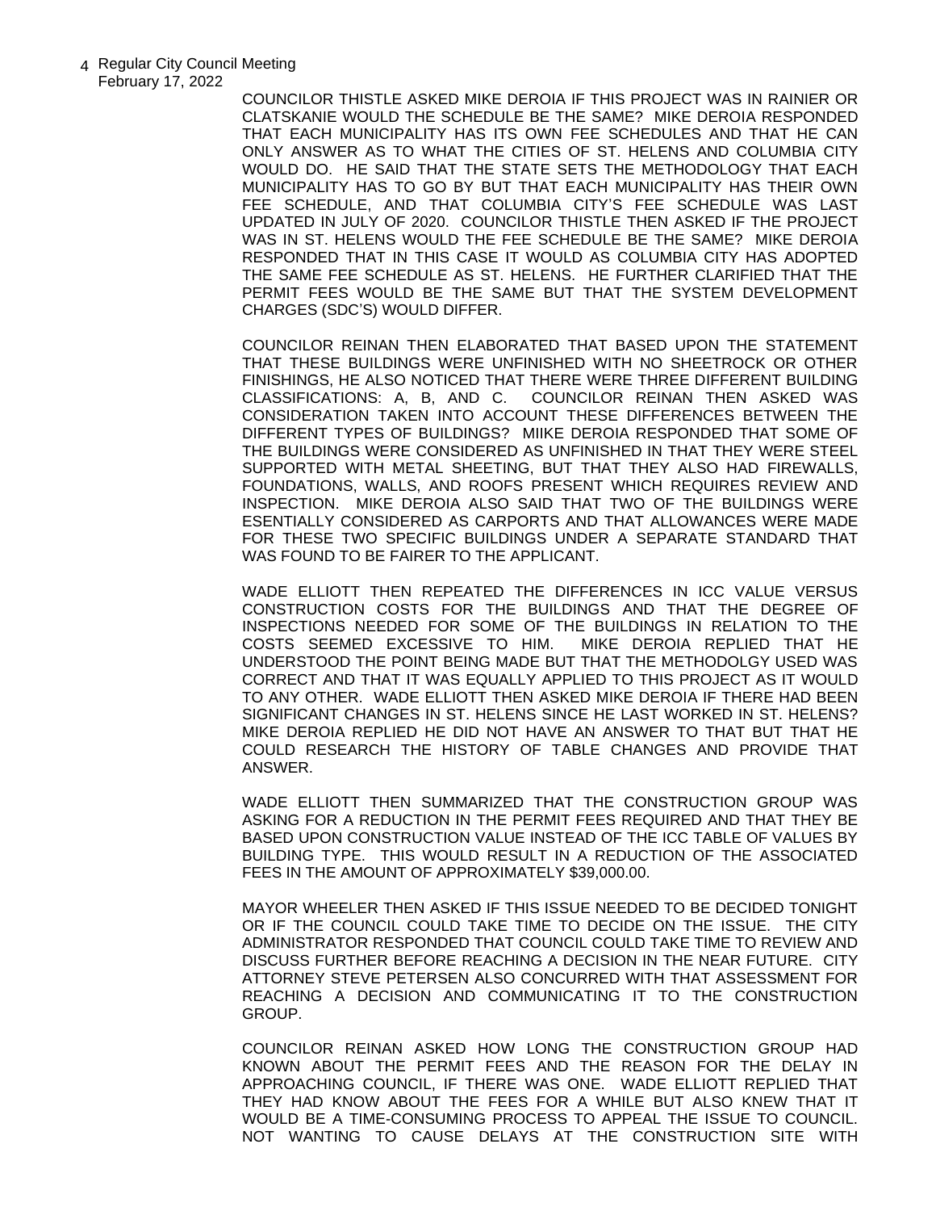COUNCILOR THISTLE ASKED MIKE DEROIA IF THIS PROJECT WAS IN RAINIER OR CLATSKANIE WOULD THE SCHEDULE BE THE SAME? MIKE DEROIA RESPONDED THAT EACH MUNICIPALITY HAS ITS OWN FEE SCHEDULES AND THAT HE CAN ONLY ANSWER AS TO WHAT THE CITIES OF ST. HELENS AND COLUMBIA CITY WOULD DO. HE SAID THAT THE STATE SETS THE METHODOLOGY THAT EACH MUNICIPALITY HAS TO GO BY BUT THAT EACH MUNICIPALITY HAS THEIR OWN FEE SCHEDULE, AND THAT COLUMBIA CITY'S FEE SCHEDULE WAS LAST UPDATED IN JULY OF 2020. COUNCILOR THISTLE THEN ASKED IF THE PROJECT WAS IN ST. HELENS WOULD THE FEE SCHEDULE BE THE SAME? MIKE DEROIA RESPONDED THAT IN THIS CASE IT WOULD AS COLUMBIA CITY HAS ADOPTED THE SAME FEE SCHEDULE AS ST. HELENS. HE FURTHER CLARIFIED THAT THE PERMIT FEES WOULD BE THE SAME BUT THAT THE SYSTEM DEVELOPMENT CHARGES (SDC'S) WOULD DIFFER.

COUNCILOR REINAN THEN ELABORATED THAT BASED UPON THE STATEMENT THAT THESE BUILDINGS WERE UNFINISHED WITH NO SHEETROCK OR OTHER FINISHINGS, HE ALSO NOTICED THAT THERE WERE THREE DIFFERENT BUILDING CLASSIFICATIONS: A, B, AND C. COUNCILOR REINAN THEN ASKED WAS CONSIDERATION TAKEN INTO ACCOUNT THESE DIFFERENCES BETWEEN THE DIFFERENT TYPES OF BUILDINGS? MIIKE DEROIA RESPONDED THAT SOME OF THE BUILDINGS WERE CONSIDERED AS UNFINISHED IN THAT THEY WERE STEEL SUPPORTED WITH METAL SHEETING, BUT THAT THEY ALSO HAD FIREWALLS, FOUNDATIONS, WALLS, AND ROOFS PRESENT WHICH REQUIRES REVIEW AND INSPECTION. MIKE DEROIA ALSO SAID THAT TWO OF THE BUILDINGS WERE ESENTIALLY CONSIDERED AS CARPORTS AND THAT ALLOWANCES WERE MADE FOR THESE TWO SPECIFIC BUILDINGS UNDER A SEPARATE STANDARD THAT WAS FOUND TO BE FAIRER TO THE APPLICANT.

WADE ELLIOTT THEN REPEATED THE DIFFERENCES IN ICC VALUE VERSUS CONSTRUCTION COSTS FOR THE BUILDINGS AND THAT THE DEGREE OF INSPECTIONS NEEDED FOR SOME OF THE BUILDINGS IN RELATION TO THE COSTS SEEMED EXCESSIVE TO HIM. MIKE DEROIA REPLIED THAT HE UNDERSTOOD THE POINT BEING MADE BUT THAT THE METHODOLGY USED WAS CORRECT AND THAT IT WAS EQUALLY APPLIED TO THIS PROJECT AS IT WOULD TO ANY OTHER. WADE ELLIOTT THEN ASKED MIKE DEROIA IF THERE HAD BEEN SIGNIFICANT CHANGES IN ST. HELENS SINCE HE LAST WORKED IN ST. HELENS? MIKE DEROIA REPLIED HE DID NOT HAVE AN ANSWER TO THAT BUT THAT HE COULD RESEARCH THE HISTORY OF TABLE CHANGES AND PROVIDE THAT ANSWER.

WADE ELLIOTT THEN SUMMARIZED THAT THE CONSTRUCTION GROUP WAS ASKING FOR A REDUCTION IN THE PERMIT FEES REQUIRED AND THAT THEY BE BASED UPON CONSTRUCTION VALUE INSTEAD OF THE ICC TABLE OF VALUES BY BUILDING TYPE. THIS WOULD RESULT IN A REDUCTION OF THE ASSOCIATED FEES IN THE AMOUNT OF APPROXIMATELY $39,000.00.

MAYOR WHEELER THEN ASKED IF THIS ISSUE NEEDED TO BE DECIDED TONIGHT OR IF THE COUNCIL COULD TAKE TIME TO DECIDE ON THE ISSUE. THE CITY ADMINISTRATOR RESPONDED THAT COUNCIL COULD TAKE TIME TO REVIEW AND DISCUSS FURTHER BEFORE REACHING A DECISION IN THE NEAR FUTURE. CITY ATTORNEY STEVE PETERSEN ALSO CONCURRED WITH THAT ASSESSMENT FOR REACHING A DECISION AND COMMUNICATING IT TO THE CONSTRUCTION GROUP.

COUNCILOR REINAN ASKED HOW LONG THE CONSTRUCTION GROUP HAD KNOWN ABOUT THE PERMIT FEES AND THE REASON FOR THE DELAY IN APPROACHING COUNCIL, IF THERE WAS ONE. WADE ELLIOTT REPLIED THAT THEY HAD KNOW ABOUT THE FEES FOR A WHILE BUT ALSO KNEW THAT IT WOULD BE A TIME-CONSUMING PROCESS TO APPEAL THE ISSUE TO COUNCIL. NOT WANTING TO CAUSE DELAYS AT THE CONSTRUCTION SITE WITH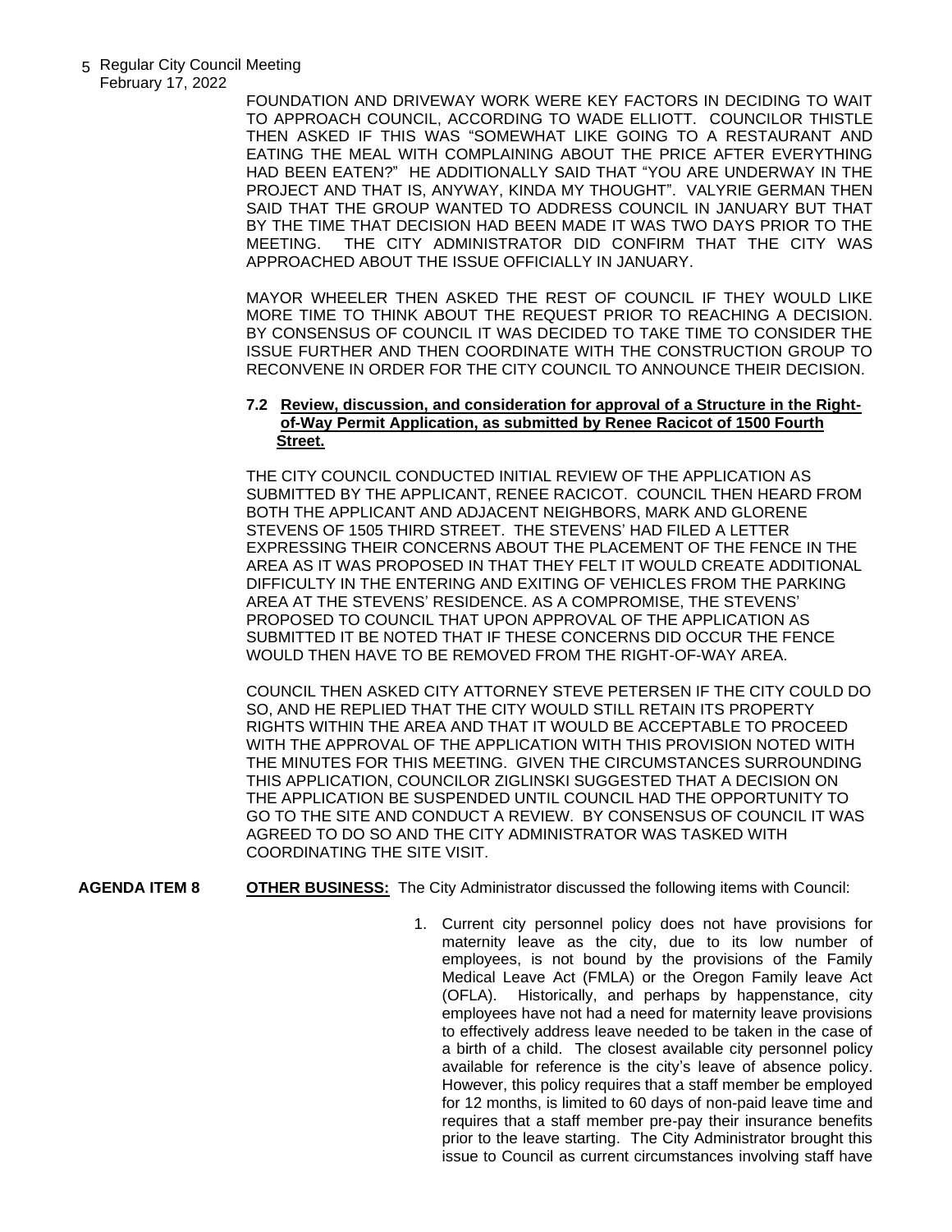FOUNDATION AND DRIVEWAY WORK WERE KEY FACTORS IN DECIDING TO WAIT TO APPROACH COUNCIL, ACCORDING TO WADE ELLIOTT. COUNCILOR THISTLE THEN ASKED IF THIS WAS "SOMEWHAT LIKE GOING TO A RESTAURANT AND EATING THE MEAL WITH COMPLAINING ABOUT THE PRICE AFTER EVERYTHING HAD BEEN EATEN?" HE ADDITIONALLY SAID THAT "YOU ARE UNDERWAY IN THE PROJECT AND THAT IS, ANYWAY, KINDA MY THOUGHT". VALYRIE GERMAN THEN SAID THAT THE GROUP WANTED TO ADDRESS COUNCIL IN JANUARY BUT THAT BY THE TIME THAT DECISION HAD BEEN MADE IT WAS TWO DAYS PRIOR TO THE MEETING. THE CITY ADMINISTRATOR DID CONFIRM THAT THE CITY WAS APPROACHED ABOUT THE ISSUE OFFICIALLY IN JANUARY.

MAYOR WHEELER THEN ASKED THE REST OF COUNCIL IF THEY WOULD LIKE MORE TIME TO THINK ABOUT THE REQUEST PRIOR TO REACHING A DECISION. BY CONSENSUS OF COUNCIL IT WAS DECIDED TO TAKE TIME TO CONSIDER THE ISSUE FURTHER AND THEN COORDINATE WITH THE CONSTRUCTION GROUP TO RECONVENE IN ORDER FOR THE CITY COUNCIL TO ANNOUNCE THEIR DECISION.

**7.2 Review, discussion, and consideration for approval of a Structure in the Right-of-Way Permit Application, as submitted by Renee Racicot of 1500 Fourth Street.**

THE CITY COUNCIL CONDUCTED INITIAL REVIEW OF THE APPLICATION AS SUBMITTED BY THE APPLICANT, RENEE RACICOT. COUNCIL THEN HEARD FROM BOTH THE APPLICANT AND ADJACENT NEIGHBORS, MARK AND GLORENE STEVENS OF 1505 THIRD STREET. THE STEVENS' HAD FILED A LETTER EXPRESSING THEIR CONCERNS ABOUT THE PLACEMENT OF THE FENCE IN THE AREA AS IT WAS PROPOSED IN THAT THEY FELT IT WOULD CREATE ADDITIONAL DIFFICULTY IN THE ENTERING AND EXITING OF VEHICLES FROM THE PARKING AREA AT THE STEVENS' RESIDENCE. AS A COMPROMISE, THE STEVENS' PROPOSED TO COUNCIL THAT UPON APPROVAL OF THE APPLICATION AS SUBMITTED IT BE NOTED THAT IF THESE CONCERNS DID OCCUR THE FENCE WOULD THEN HAVE TO BE REMOVED FROM THE RIGHT-OF-WAY AREA.

COUNCIL THEN ASKED CITY ATTORNEY STEVE PETERSEN IF THE CITY COULD DO SO, AND HE REPLIED THAT THE CITY WOULD STILL RETAIN ITS PROPERTY RIGHTS WITHIN THE AREA AND THAT IT WOULD BE ACCEPTABLE TO PROCEED WITH THE APPROVAL OF THE APPLICATION WITH THIS PROVISION NOTED WITH THE MINUTES FOR THIS MEETING. GIVEN THE CIRCUMSTANCES SURROUNDING THIS APPLICATION, COUNCILOR ZIGLINSKI SUGGESTED THAT A DECISION ON THE APPLICATION BE SUSPENDED UNTIL COUNCIL HAD THE OPPORTUNITY TO GO TO THE SITE AND CONDUCT A REVIEW. BY CONSENSUS OF COUNCIL IT WAS AGREED TO DO SO AND THE CITY ADMINISTRATOR WAS TASKED WITH COORDINATING THE SITE VISIT.

**AGENDA ITEM 8** **OTHER BUSINESS:** The City Administrator discussed the following items with Council:

1. Current city personnel policy does not have provisions for maternity leave as the city, due to its low number of employees, is not bound by the provisions of the Family Medical Leave Act (FMLA) or the Oregon Family leave Act (OFLA). Historically, and perhaps by happenstance, city employees have not had a need for maternity leave provisions to effectively address leave needed to be taken in the case of a birth of a child. The closest available city personnel policy available for reference is the city's leave of absence policy. However, this policy requires that a staff member be employed for 12 months, is limited to 60 days of non-paid leave time and requires that a staff member pre-pay their insurance benefits prior to the leave starting. The City Administrator brought this issue to Council as current circumstances involving staff have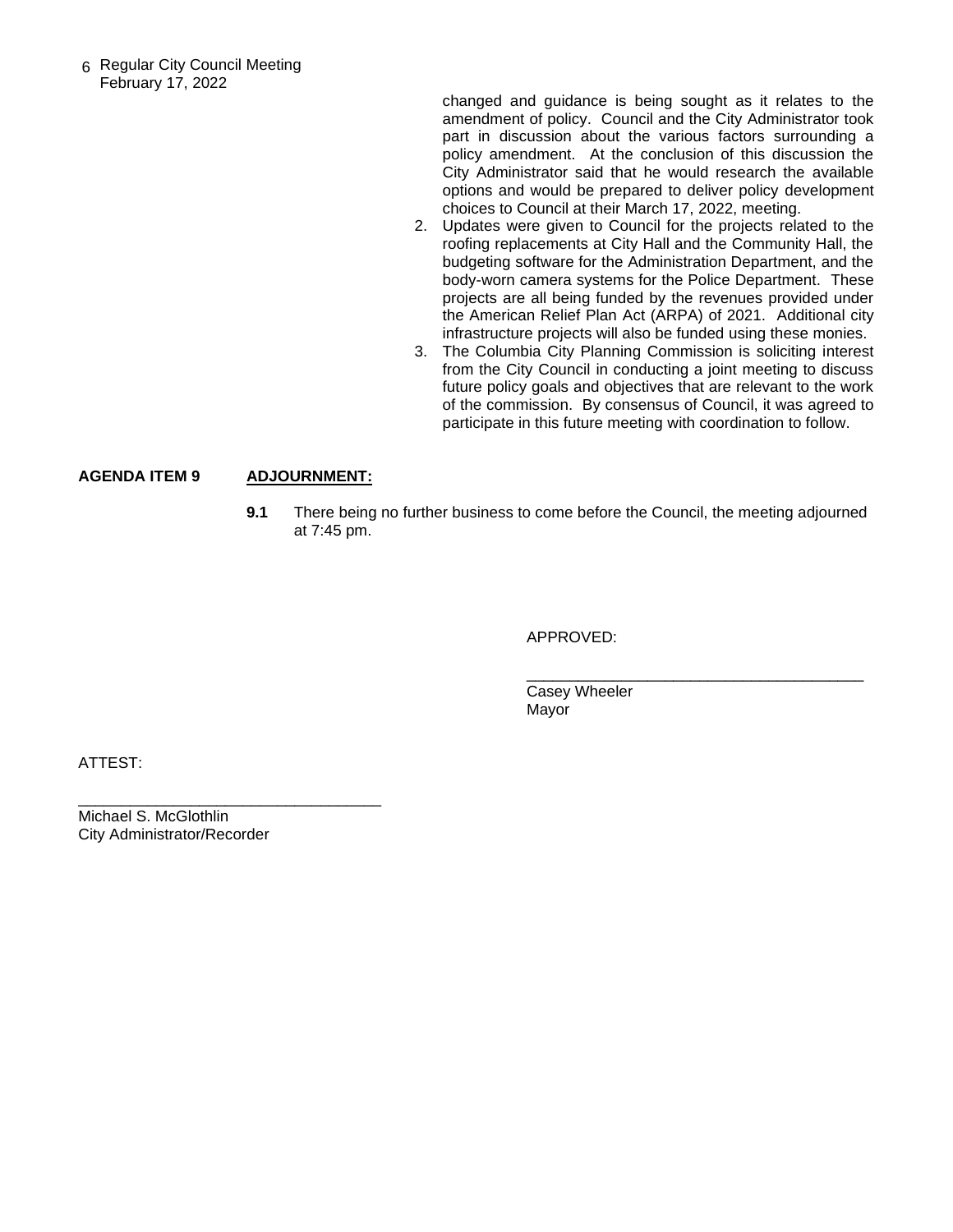changed and guidance is being sought as it relates to the amendment of policy. Council and the City Administrator took part in discussion about the various factors surrounding a policy amendment. At the conclusion of this discussion the City Administrator said that he would research the available options and would be prepared to deliver policy development choices to Council at their March 17, 2022, meeting.

2. Updates were given to Council for the projects related to the roofing replacements at City Hall and the Community Hall, the budgeting software for the Administration Department, and the body-worn camera systems for the Police Department. These projects are all being funded by the revenues provided under the American Relief Plan Act (ARPA) of 2021. Additional city infrastructure projects will also be funded using these monies.
3. The Columbia City Planning Commission is soliciting interest from the City Council in conducting a joint meeting to discuss future policy goals and objectives that are relevant to the work of the commission. By consensus of Council, it was agreed to participate in this future meeting with coordination to follow.

**AGENDA ITEM 9** **ADJOURNMENT:**

**9.1** There being no further business to come before the Council, the meeting adjourned at 7:45 pm.

APPROVED:

\_\_\_\_\_\_\_\_\_\_\_\_\_\_\_\_\_\_\_\_\_\_\_\_\_\_\_\_\_\_\_\_\_\_\_\_\_\_\_\_
Casey Wheeler
Mayor

ATTEST:

\_\_\_\_\_\_\_\_\_\_\_\_\_\_\_\_\_\_\_\_\_\_\_\_\_\_\_\_\_\_\_\_\_\_\_\_
Michael S. McGlothlin
City Administrator/Recorder